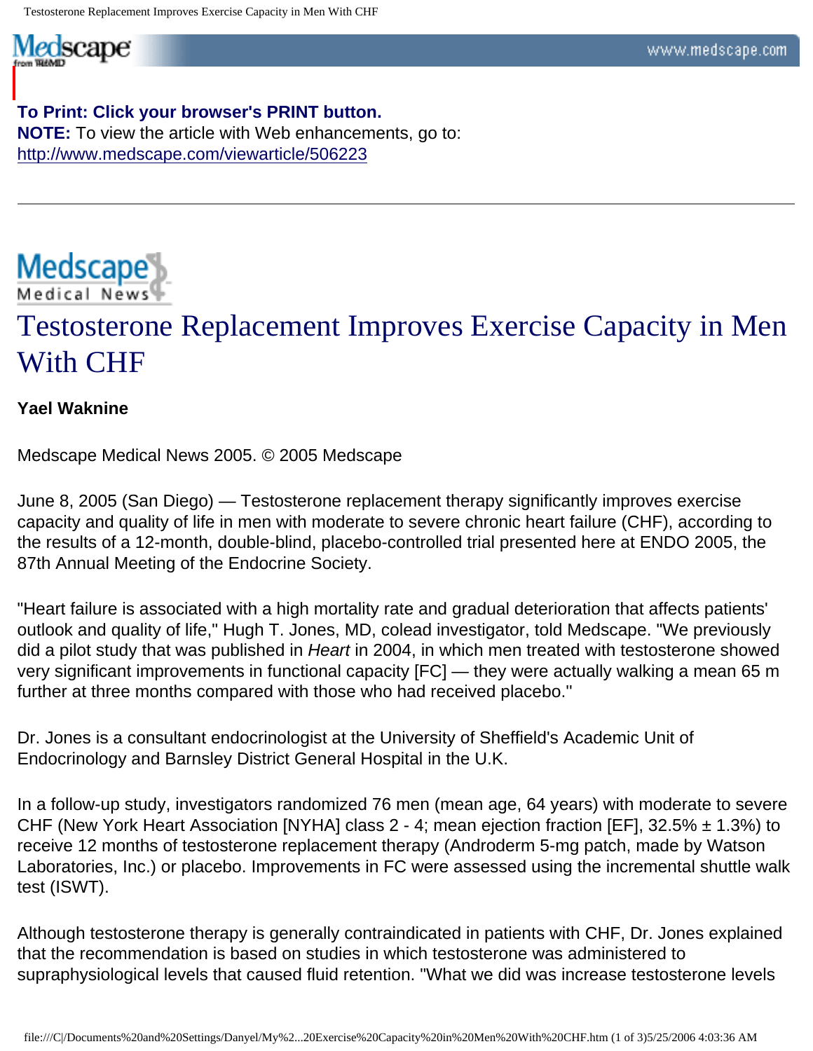**To Print: Click your browser's PRINT button.**
**NOTE:** To view the article with Web enhancements, go to:
http://www.medscape.com/viewarticle/506223

---

Medscape Medical News

# Testosterone Replacement Improves Exercise Capacity in Men With CHF

**Yael Waknine**

Medscape Medical News 2005. © 2005 Medscape

June 8, 2005 (San Diego) — Testosterone replacement therapy significantly improves exercise capacity and quality of life in men with moderate to severe chronic heart failure (CHF), according to the results of a 12-month, double-blind, placebo-controlled trial presented here at ENDO 2005, the 87th Annual Meeting of the Endocrine Society.

"Heart failure is associated with a high mortality rate and gradual deterioration that affects patients' outlook and quality of life," Hugh T. Jones, MD, colead investigator, told Medscape. "We previously did a pilot study that was published in *Heart* in 2004, in which men treated with testosterone showed very significant improvements in functional capacity [FC] — they were actually walking a mean 65 m further at three months compared with those who had received placebo."

Dr. Jones is a consultant endocrinologist at the University of Sheffield's Academic Unit of Endocrinology and Barnsley District General Hospital in the U.K.

In a follow-up study, investigators randomized 76 men (mean age, 64 years) with moderate to severe CHF (New York Heart Association [NYHA] class 2 - 4; mean ejection fraction [EF], 32.5% ± 1.3%) to receive 12 months of testosterone replacement therapy (Androderm 5-mg patch, made by Watson Laboratories, Inc.) or placebo. Improvements in FC were assessed using the incremental shuttle walk test (ISWT).

Although testosterone therapy is generally contraindicated in patients with CHF, Dr. Jones explained that the recommendation is based on studies in which testosterone was administered to supraphysiological levels that caused fluid retention. "What we did was increase testosterone levels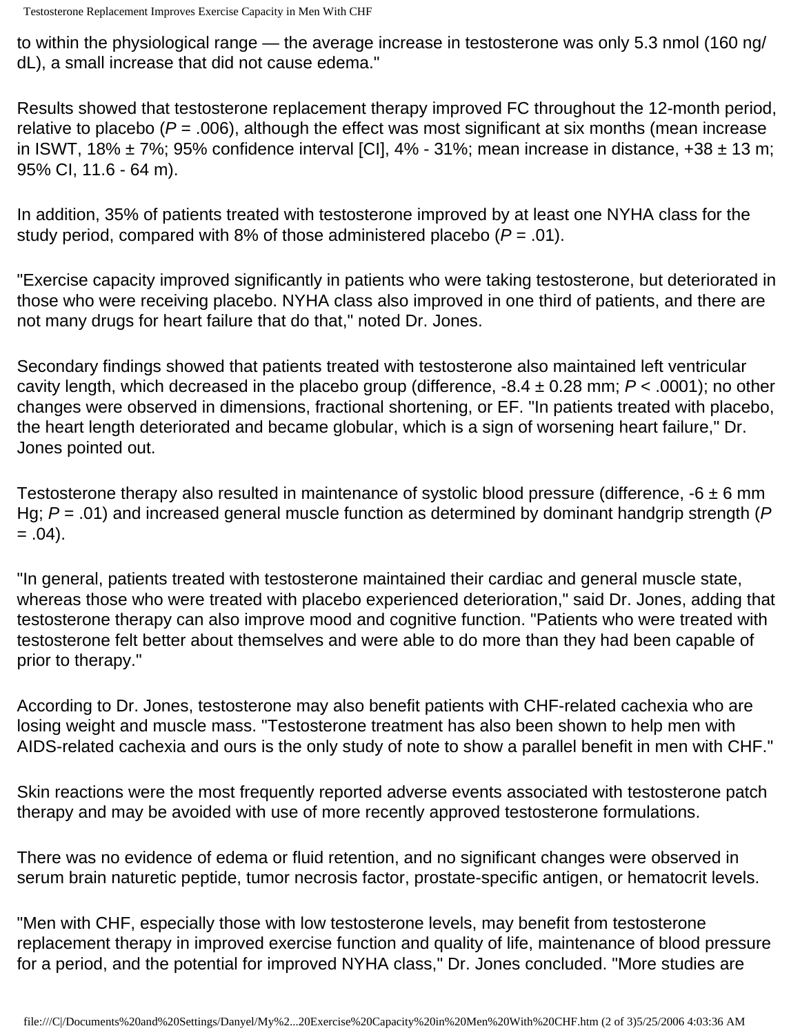to within the physiological range — the average increase in testosterone was only 5.3 nmol (160 ng/dL), a small increase that did not cause edema."

Results showed that testosterone replacement therapy improved FC throughout the 12-month period, relative to placebo ($P = .006$), although the effect was most significant at six months (mean increase in ISWT, 18% ± 7%; 95% confidence interval [CI], 4% - 31%; mean increase in distance, +38 ± 13 m; 95% CI, 11.6 - 64 m).

In addition, 35% of patients treated with testosterone improved by at least one NYHA class for the study period, compared with 8% of those administered placebo ($P = .01$).

"Exercise capacity improved significantly in patients who were taking testosterone, but deteriorated in those who were receiving placebo. NYHA class also improved in one third of patients, and there are not many drugs for heart failure that do that," noted Dr. Jones.

Secondary findings showed that patients treated with testosterone also maintained left ventricular cavity length, which decreased in the placebo group (difference, -8.4 ± 0.28 mm; $P < .0001$); no other changes were observed in dimensions, fractional shortening, or EF. "In patients treated with placebo, the heart length deteriorated and became globular, which is a sign of worsening heart failure," Dr. Jones pointed out.

Testosterone therapy also resulted in maintenance of systolic blood pressure (difference, -6 ± 6 mm Hg; $P = .01$) and increased general muscle function as determined by dominant handgrip strength ($P = .04$).

"In general, patients treated with testosterone maintained their cardiac and general muscle state, whereas those who were treated with placebo experienced deterioration," said Dr. Jones, adding that testosterone therapy can also improve mood and cognitive function. "Patients who were treated with testosterone felt better about themselves and were able to do more than they had been capable of prior to therapy."

According to Dr. Jones, testosterone may also benefit patients with CHF-related cachexia who are losing weight and muscle mass. "Testosterone treatment has also been shown to help men with AIDS-related cachexia and ours is the only study of note to show a parallel benefit in men with CHF."

Skin reactions were the most frequently reported adverse events associated with testosterone patch therapy and may be avoided with use of more recently approved testosterone formulations.

There was no evidence of edema or fluid retention, and no significant changes were observed in serum brain naturetic peptide, tumor necrosis factor, prostate-specific antigen, or hematocrit levels.

"Men with CHF, especially those with low testosterone levels, may benefit from testosterone replacement therapy in improved exercise function and quality of life, maintenance of blood pressure for a period, and the potential for improved NYHA class," Dr. Jones concluded. "More studies are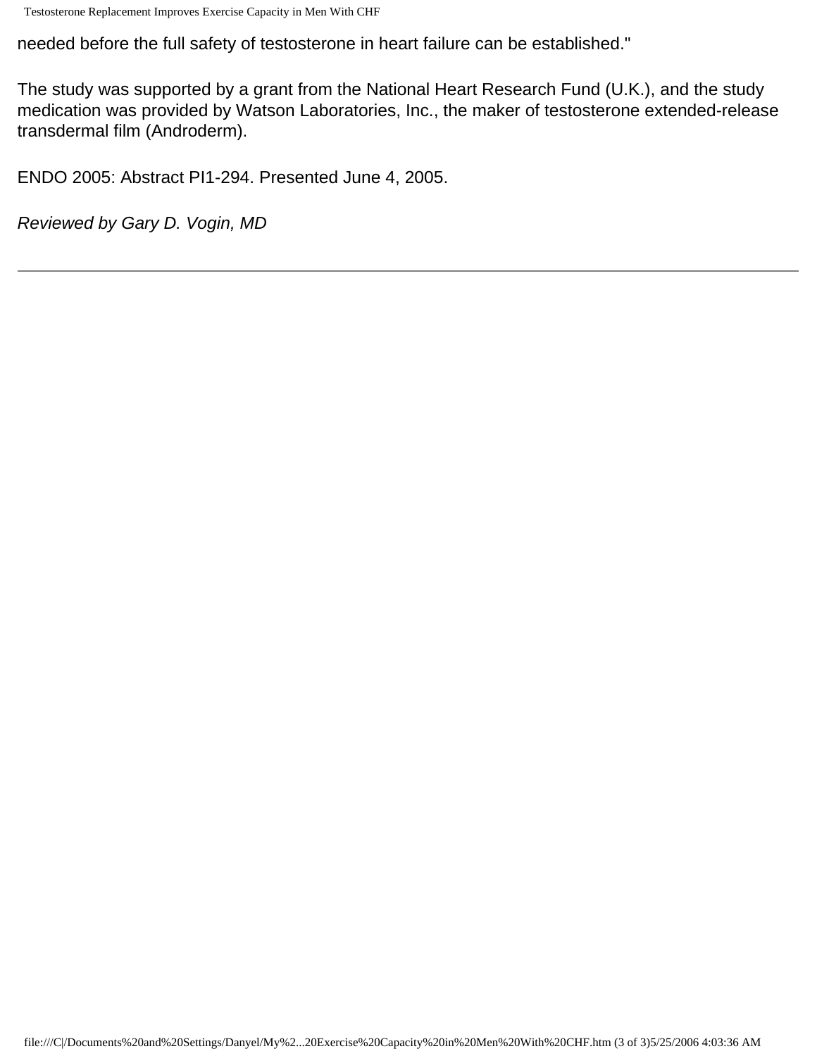needed before the full safety of testosterone in heart failure can be established."

The study was supported by a grant from the National Heart Research Fund (U.K.), and the study medication was provided by Watson Laboratories, Inc., the maker of testosterone extended-release transdermal film (Androderm).

ENDO 2005: Abstract PI1-294. Presented June 4, 2005.

*Reviewed by Gary D. Vogin, MD*

---